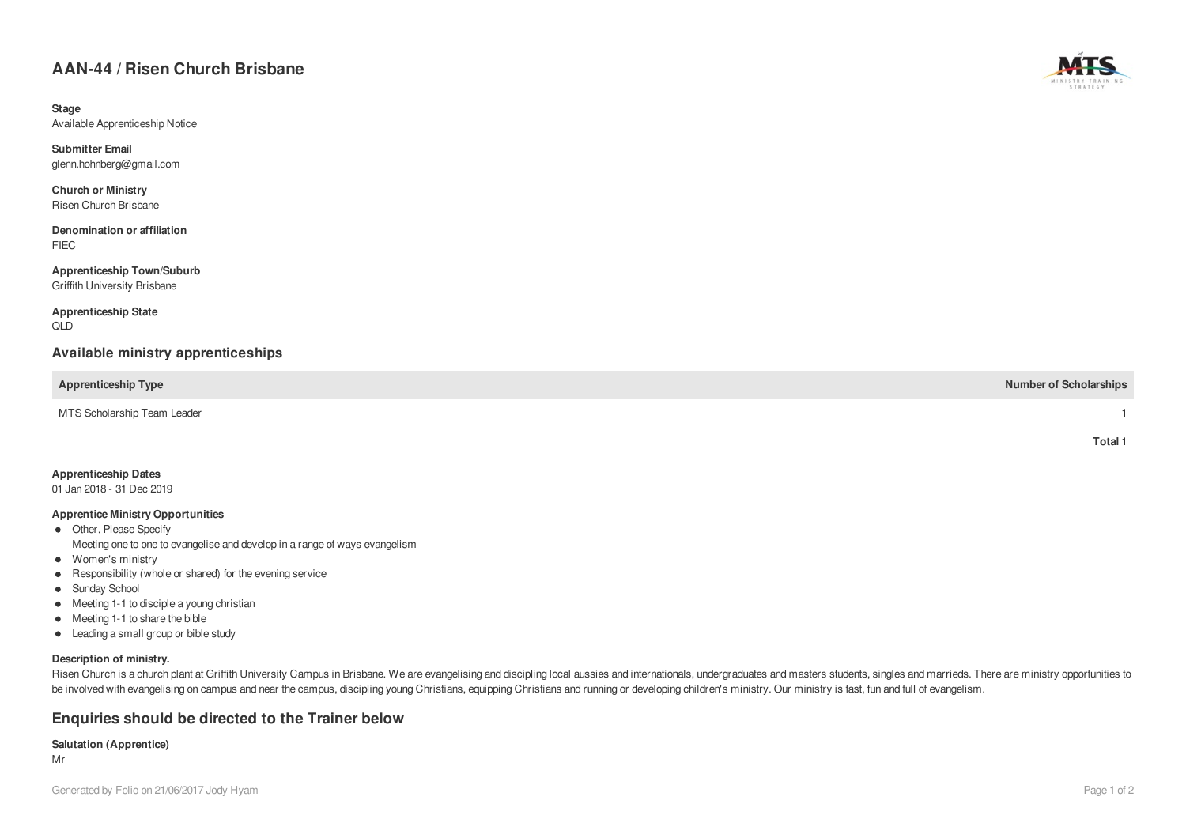# AAN-44 / Risen Church Brisbane

**Stage**
Available Apprenticeship Notice

**Submitter Email**
glenn.hohnberg@gmail.com

**Church or Ministry**
Risen Church Brisbane

**Denomination or affiliation**
FIEC

**Apprenticeship Town/Suburb**
Griffith University Brisbane

**Apprenticeship State**
QLD

## Available ministry apprenticeships

| Apprenticeship Type | Number of Scholarships |
|---|---|
| MTS Scholarship Team Leader | 1 |
| | **Total** 1 |

**Apprenticeship Dates**
01 Jan 2018 - 31 Dec 2019

**Apprentice Ministry Opportunities**

- Other, Please Specify
  Meeting one to one to evangelise and develop in a range of ways evangelism
- Women's ministry
- Responsibility (whole or shared) for the evening service
- Sunday School
- Meeting 1-1 to disciple a young christian
- Meeting 1-1 to share the bible
- Leading a small group or bible study

**Description of ministry.**
Risen Church is a church plant at Griffith University Campus in Brisbane. We are evangelising and discipling local aussies and internationals, undergraduates and masters students, singles and marrieds. There are ministry opportunities to be involved with evangelising on campus and near the campus, discipling young Christians, equipping Christians and running or developing children's ministry. Our ministry is fast, fun and full of evangelism.

## Enquiries should be directed to the Trainer below

**Salutation (Apprentice)**
Mr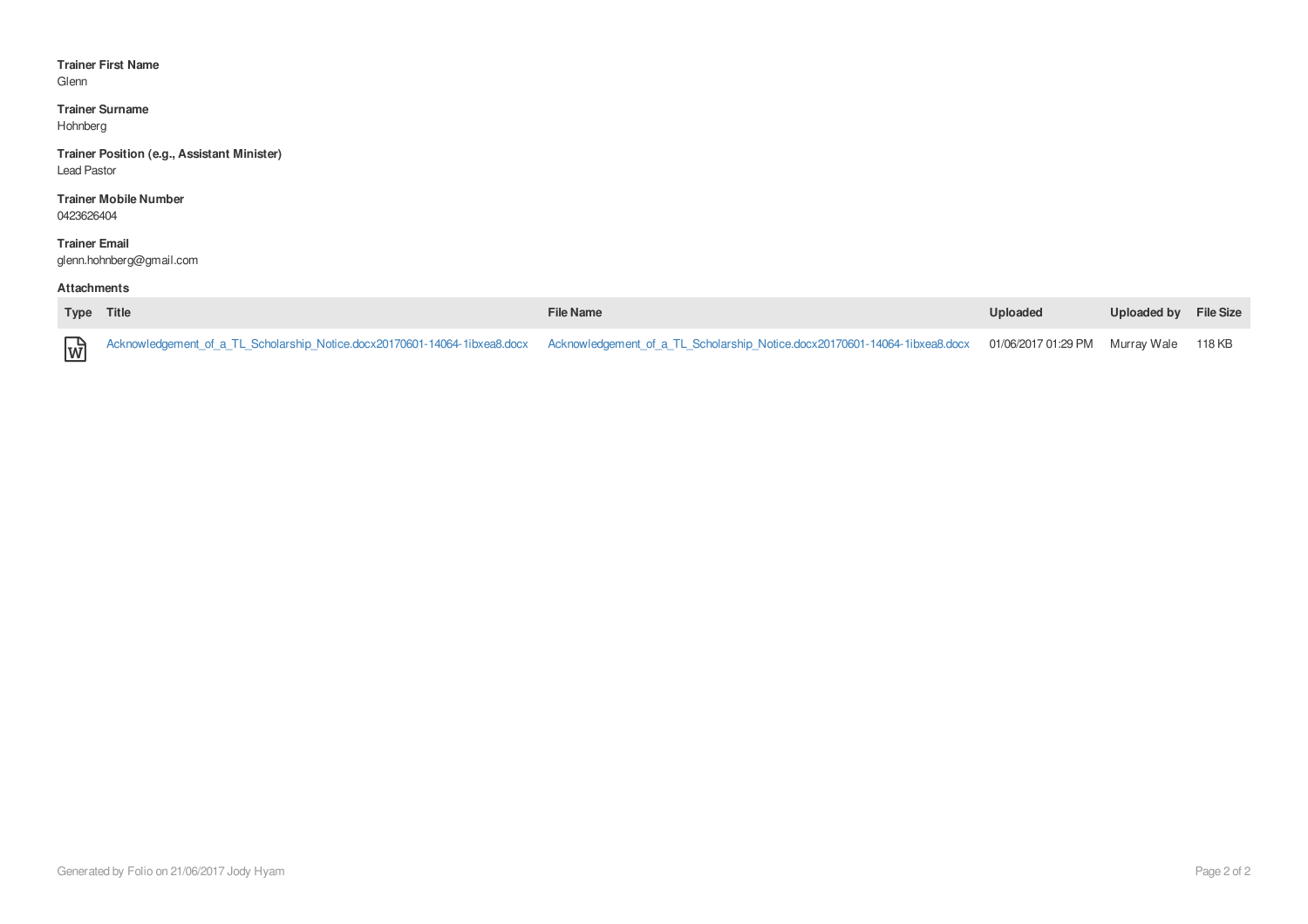**Trainer First Name**
Glenn

**Trainer Surname**
Hohnberg

**Trainer Position (e.g., Assistant Minister)**
Lead Pastor

**Trainer Mobile Number**
0423626404

**Trainer Email**
glenn.hohnberg@gmail.com

**Attachments**

| Type | Title | File Name | Uploaded | Uploaded by | File Size |
|---|---|---|---|---|---|
| W | Acknowledgement_of_a_TL_Scholarship_Notice.docx20170601-14064-1ibxea8.docx | Acknowledgement_of_a_TL_Scholarship_Notice.docx20170601-14064-1ibxea8.docx | 01/06/2017 01:29 PM | Murray Wale | 118 KB |

Generated by Folio on 21/06/2017 Jody Hyam